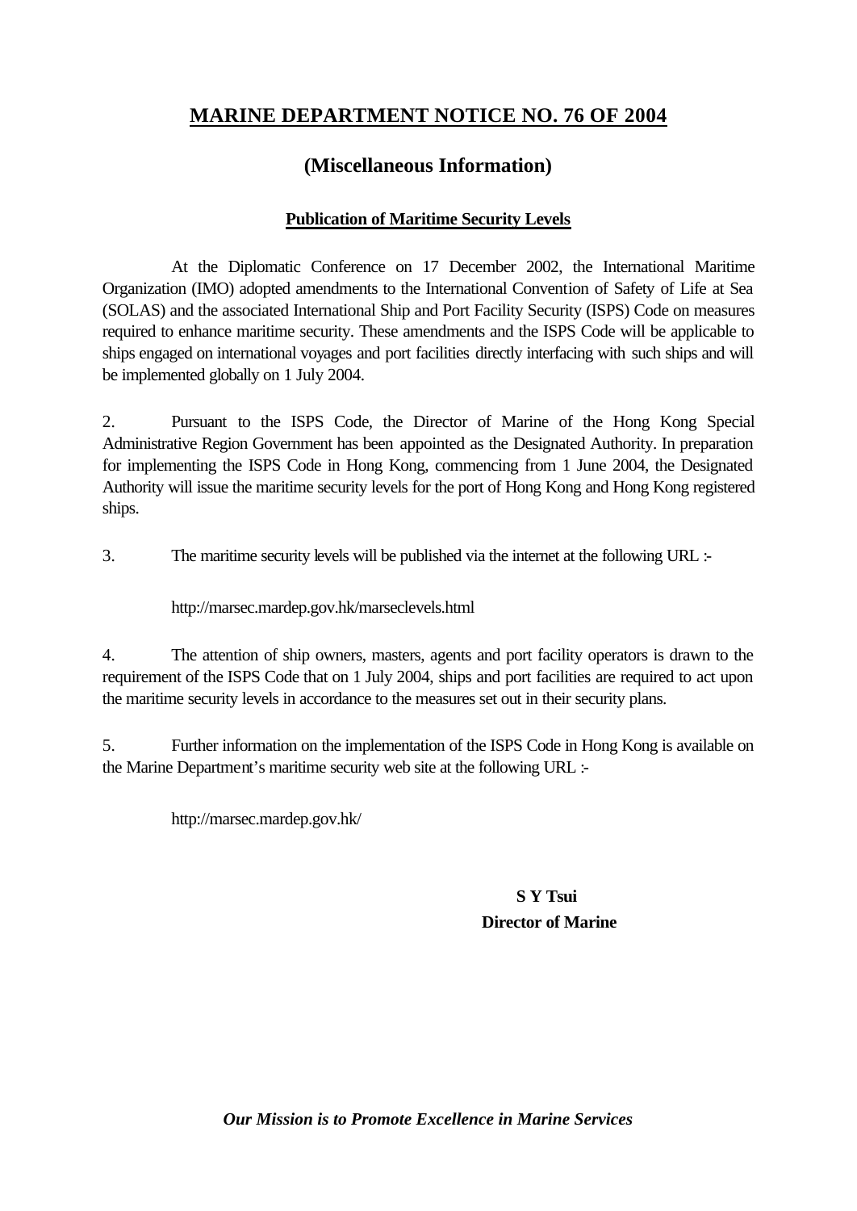# MARINE DEPARTMENT NOTICE NO. 76 OF 2004

## (Miscellaneous Information)

### Publication of Maritime Security Levels

At the Diplomatic Conference on 17 December 2002, the International Maritime Organization (IMO) adopted amendments to the International Convention of Safety of Life at Sea (SOLAS) and the associated International Ship and Port Facility Security (ISPS) Code on measures required to enhance maritime security. These amendments and the ISPS Code will be applicable to ships engaged on international voyages and port facilities directly interfacing with such ships and will be implemented globally on 1 July 2004.

2. Pursuant to the ISPS Code, the Director of Marine of the Hong Kong Special Administrative Region Government has been appointed as the Designated Authority. In preparation for implementing the ISPS Code in Hong Kong, commencing from 1 June 2004, the Designated Authority will issue the maritime security levels for the port of Hong Kong and Hong Kong registered ships.

3. The maritime security levels will be published via the internet at the following URL :-

http://marsec.mardep.gov.hk/marseclevels.html

4. The attention of ship owners, masters, agents and port facility operators is drawn to the requirement of the ISPS Code that on 1 July 2004, ships and port facilities are required to act upon the maritime security levels in accordance to the measures set out in their security plans.

5. Further information on the implementation of the ISPS Code in Hong Kong is available on the Marine Department's maritime security web site at the following URL :-

http://marsec.mardep.gov.hk/

**S Y Tsui**
**Director of Marine**

***Our Mission is to Promote Excellence in Marine Services***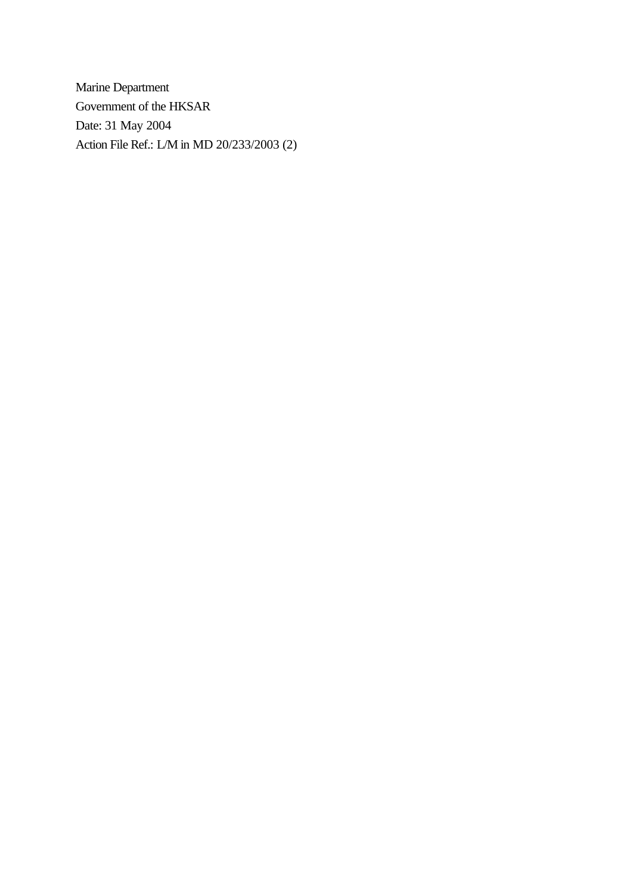Marine Department

Government of the HKSAR

Date: 31 May 2004

Action File Ref.: L/M in MD 20/233/2003 (2)